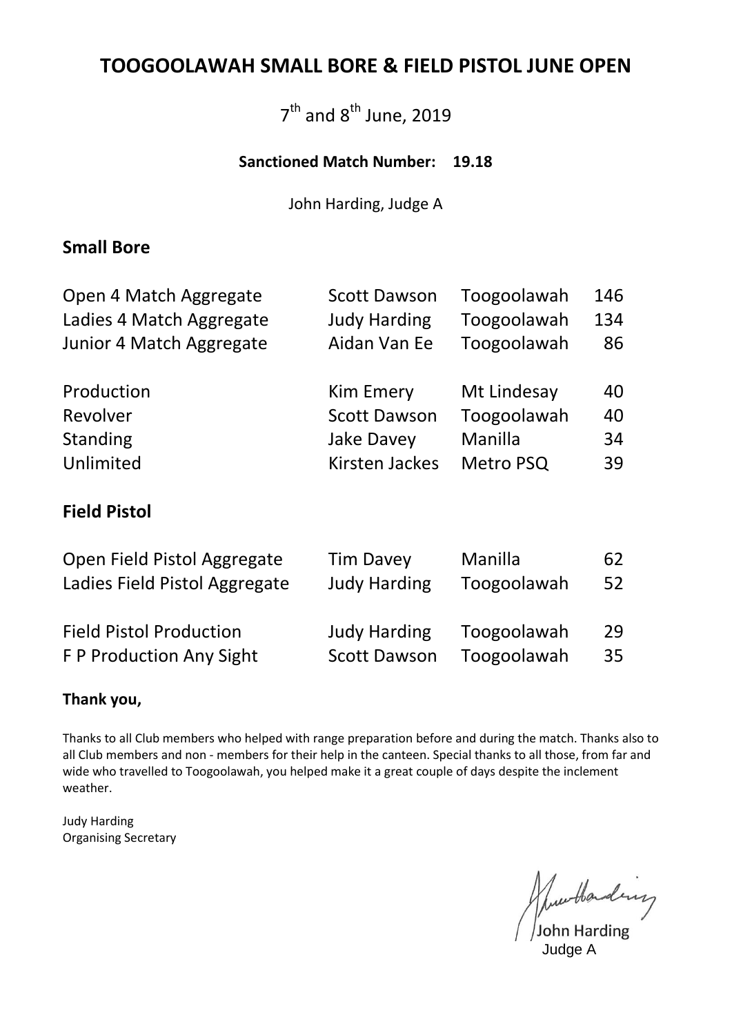# TOOGOOLAWAH SMALL BORE & FIELD PISTOL JUNE OPEN

7th and 8th June, 2019

**Sanctioned Match Number: 19.18**

John Harding, Judge A

## Small Bore

| | | | |
|---|---|---|---|
| Open 4 Match Aggregate | Scott Dawson | Toogoolawah | 146 |
| Ladies 4 Match Aggregate | Judy Harding | Toogoolawah | 134 |
| Junior 4 Match Aggregate | Aidan Van Ee | Toogoolawah | 86 |
| | | | |
| Production | Kim Emery | Mt Lindesay | 40 |
| Revolver | Scott Dawson | Toogoolawah | 40 |
| Standing | Jake Davey | Manilla | 34 |
| Unlimited | Kirsten Jackes | Metro PSQ | 39 |

## Field Pistol

| | | | |
|---|---|---|---|
| Open Field Pistol Aggregate | Tim Davey | Manilla | 62 |
| Ladies Field Pistol Aggregate | Judy Harding | Toogoolawah | 52 |
| | | | |
| Field Pistol Production | Judy Harding | Toogoolawah | 29 |
| F P Production Any Sight | Scott Dawson | Toogoolawah | 35 |

**Thank you,**

Thanks to all Club members who helped with range preparation before and during the match. Thanks also to all Club members and non - members for their help in the canteen. Special thanks to all those, from far and wide who travelled to Toogoolawah, you helped make it a great couple of days despite the inclement weather.

Judy Harding
Organising Secretary

John Harding
Judge A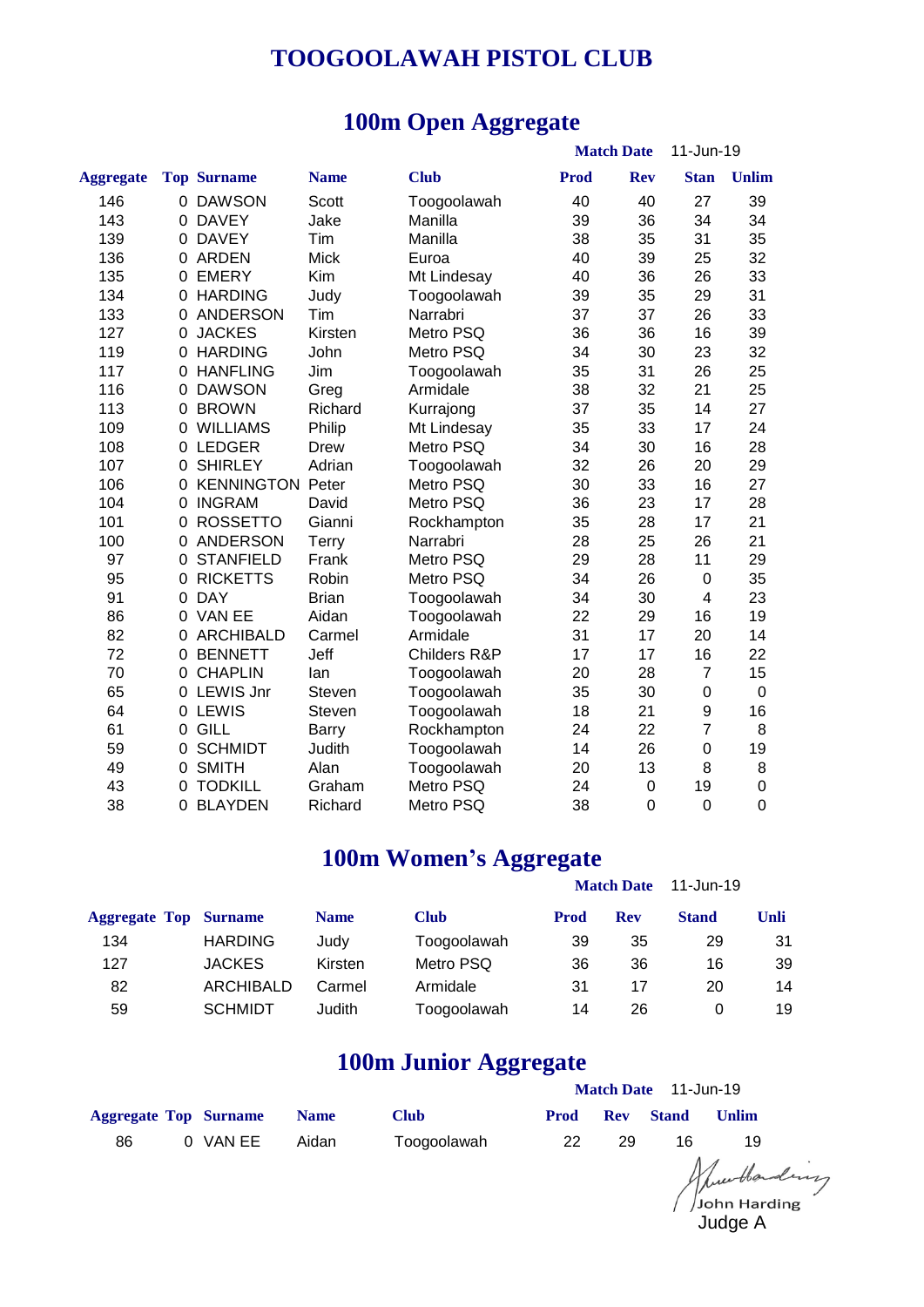# TOOGOOLAWAH PISTOL CLUB

## 100m Open Aggregate

**Match Date** 11-Jun-19

| Aggregate | Top | Surname | Name | Club | Prod | Rev | Stan | Unlim |
|---|---|---|---|---|---|---|---|---|
| 146 | 0 | DAWSON | Scott | Toogoolawah | 40 | 40 | 27 | 39 |
| 143 | 0 | DAVEY | Jake | Manilla | 39 | 36 | 34 | 34 |
| 139 | 0 | DAVEY | Tim | Manilla | 38 | 35 | 31 | 35 |
| 136 | 0 | ARDEN | Mick | Euroa | 40 | 39 | 25 | 32 |
| 135 | 0 | EMERY | Kim | Mt Lindesay | 40 | 36 | 26 | 33 |
| 134 | 0 | HARDING | Judy | Toogoolawah | 39 | 35 | 29 | 31 |
| 133 | 0 | ANDERSON | Tim | Narrabri | 37 | 37 | 26 | 33 |
| 127 | 0 | JACKES | Kirsten | Metro PSQ | 36 | 36 | 16 | 39 |
| 119 | 0 | HARDING | John | Metro PSQ | 34 | 30 | 23 | 32 |
| 117 | 0 | HANFLING | Jim | Toogoolawah | 35 | 31 | 26 | 25 |
| 116 | 0 | DAWSON | Greg | Armidale | 38 | 32 | 21 | 25 |
| 113 | 0 | BROWN | Richard | Kurrajong | 37 | 35 | 14 | 27 |
| 109 | 0 | WILLIAMS | Philip | Mt Lindesay | 35 | 33 | 17 | 24 |
| 108 | 0 | LEDGER | Drew | Metro PSQ | 34 | 30 | 16 | 28 |
| 107 | 0 | SHIRLEY | Adrian | Toogoolawah | 32 | 26 | 20 | 29 |
| 106 | 0 | KENNINGTON | Peter | Metro PSQ | 30 | 33 | 16 | 27 |
| 104 | 0 | INGRAM | David | Metro PSQ | 36 | 23 | 17 | 28 |
| 101 | 0 | ROSSETTO | Gianni | Rockhampton | 35 | 28 | 17 | 21 |
| 100 | 0 | ANDERSON | Terry | Narrabri | 28 | 25 | 26 | 21 |
| 97 | 0 | STANFIELD | Frank | Metro PSQ | 29 | 28 | 11 | 29 |
| 95 | 0 | RICKETTS | Robin | Metro PSQ | 34 | 26 | 0 | 35 |
| 91 | 0 | DAY | Brian | Toogoolawah | 34 | 30 | 4 | 23 |
| 86 | 0 | VAN EE | Aidan | Toogoolawah | 22 | 29 | 16 | 19 |
| 82 | 0 | ARCHIBALD | Carmel | Armidale | 31 | 17 | 20 | 14 |
| 72 | 0 | BENNETT | Jeff | Childers R&P | 17 | 17 | 16 | 22 |
| 70 | 0 | CHAPLIN | Ian | Toogoolawah | 20 | 28 | 7 | 15 |
| 65 | 0 | LEWIS Jnr | Steven | Toogoolawah | 35 | 30 | 0 | 0 |
| 64 | 0 | LEWIS | Steven | Toogoolawah | 18 | 21 | 9 | 16 |
| 61 | 0 | GILL | Barry | Rockhampton | 24 | 22 | 7 | 8 |
| 59 | 0 | SCHMIDT | Judith | Toogoolawah | 14 | 26 | 0 | 19 |
| 49 | 0 | SMITH | Alan | Toogoolawah | 20 | 13 | 8 | 8 |
| 43 | 0 | TODKILL | Graham | Metro PSQ | 24 | 0 | 19 | 0 |
| 38 | 0 | BLAYDEN | Richard | Metro PSQ | 38 | 0 | 0 | 0 |

## 100m Women's Aggregate

**Match Date** 11-Jun-19

| Aggregate | Top | Surname | Name | Club | Prod | Rev | Stand | Unli |
|---|---|---|---|---|---|---|---|---|
| 134 | | HARDING | Judy | Toogoolawah | 39 | 35 | 29 | 31 |
| 127 | | JACKES | Kirsten | Metro PSQ | 36 | 36 | 16 | 39 |
| 82 | | ARCHIBALD | Carmel | Armidale | 31 | 17 | 20 | 14 |
| 59 | | SCHMIDT | Judith | Toogoolawah | 14 | 26 | 0 | 19 |

## 100m Junior Aggregate

**Match Date** 11-Jun-19

| Aggregate | Top | Surname | Name | Club | Prod | Rev | Stand | Unlim |
|---|---|---|---|---|---|---|---|---|
| 86 | 0 | VAN EE | Aidan | Toogoolawah | 22 | 29 | 16 | 19 |

John Harding
Judge A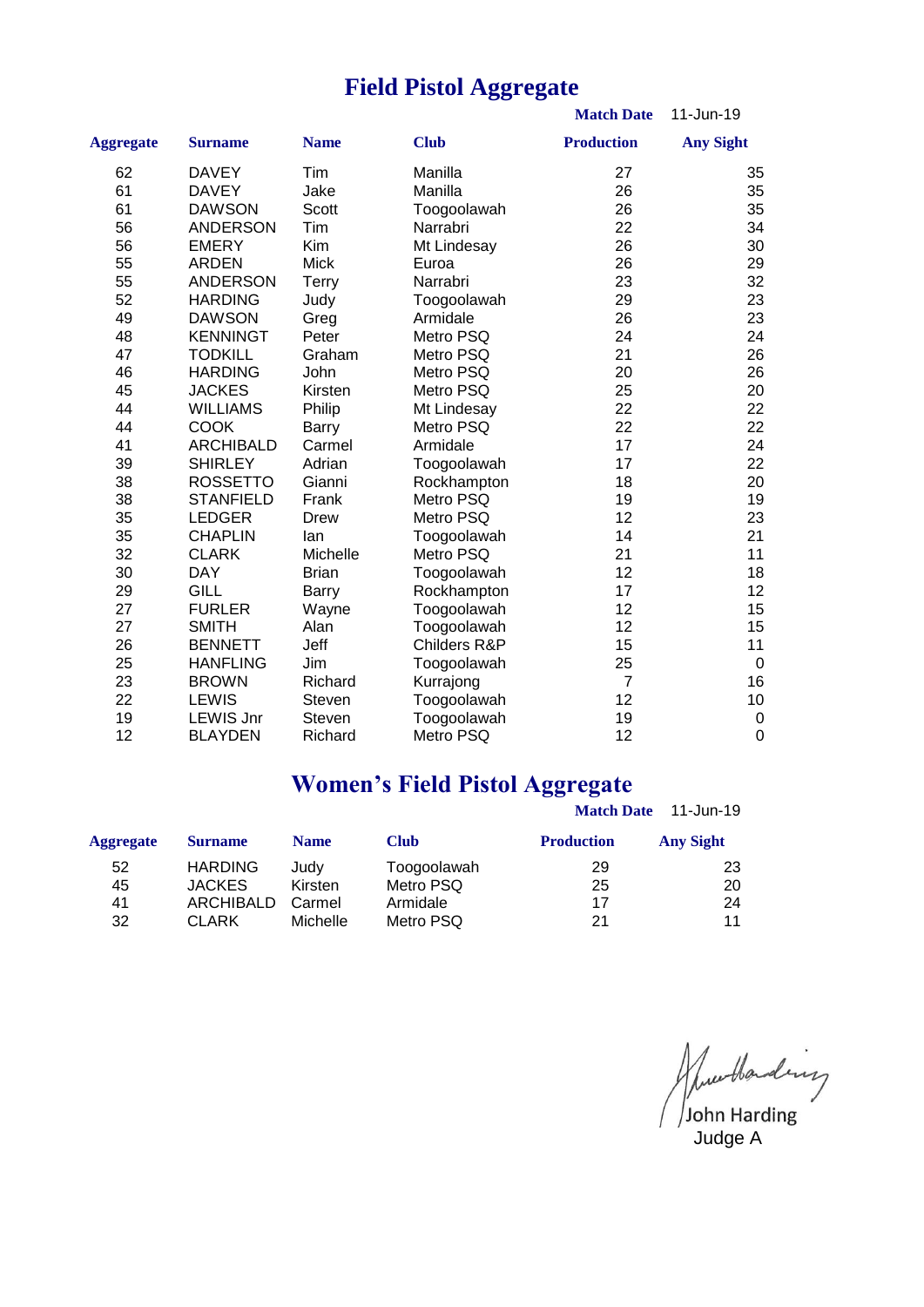# Field Pistol Aggregate

**Match Date** 11-Jun-19

| Aggregate | Surname | Name | Club | Production | Any Sight |
|---|---|---|---|---|---|
| 62 | DAVEY | Tim | Manilla | 27 | 35 |
| 61 | DAVEY | Jake | Manilla | 26 | 35 |
| 61 | DAWSON | Scott | Toogoolawah | 26 | 35 |
| 56 | ANDERSON | Tim | Narrabri | 22 | 34 |
| 56 | EMERY | Kim | Mt Lindesay | 26 | 30 |
| 55 | ARDEN | Mick | Euroa | 26 | 29 |
| 55 | ANDERSON | Terry | Narrabri | 23 | 32 |
| 52 | HARDING | Judy | Toogoolawah | 29 | 23 |
| 49 | DAWSON | Greg | Armidale | 26 | 23 |
| 48 | KENNINGT | Peter | Metro PSQ | 24 | 24 |
| 47 | TODKILL | Graham | Metro PSQ | 21 | 26 |
| 46 | HARDING | John | Metro PSQ | 20 | 26 |
| 45 | JACKES | Kirsten | Metro PSQ | 25 | 20 |
| 44 | WILLIAMS | Philip | Mt Lindesay | 22 | 22 |
| 44 | COOK | Barry | Metro PSQ | 22 | 22 |
| 41 | ARCHIBALD | Carmel | Armidale | 17 | 24 |
| 39 | SHIRLEY | Adrian | Toogoolawah | 17 | 22 |
| 38 | ROSSETTO | Gianni | Rockhampton | 18 | 20 |
| 38 | STANFIELD | Frank | Metro PSQ | 19 | 19 |
| 35 | LEDGER | Drew | Metro PSQ | 12 | 23 |
| 35 | CHAPLIN | Ian | Toogoolawah | 14 | 21 |
| 32 | CLARK | Michelle | Metro PSQ | 21 | 11 |
| 30 | DAY | Brian | Toogoolawah | 12 | 18 |
| 29 | GILL | Barry | Rockhampton | 17 | 12 |
| 27 | FURLER | Wayne | Toogoolawah | 12 | 15 |
| 27 | SMITH | Alan | Toogoolawah | 12 | 15 |
| 26 | BENNETT | Jeff | Childers R&P | 15 | 11 |
| 25 | HANFLING | Jim | Toogoolawah | 25 | 0 |
| 23 | BROWN | Richard | Kurrajong | 7 | 16 |
| 22 | LEWIS | Steven | Toogoolawah | 12 | 10 |
| 19 | LEWIS Jnr | Steven | Toogoolawah | 19 | 0 |
| 12 | BLAYDEN | Richard | Metro PSQ | 12 | 0 |

# Women’s Field Pistol Aggregate

**Match Date** 11-Jun-19

| Aggregate | Surname | Name | Club | Production | Any Sight |
|---|---|---|---|---|---|
| 52 | HARDING | Judy | Toogoolawah | 29 | 23 |
| 45 | JACKES | Kirsten | Metro PSQ | 25 | 20 |
| 41 | ARCHIBALD | Carmel | Armidale | 17 | 24 |
| 32 | CLARK | Michelle | Metro PSQ | 21 | 11 |

John Harding
Judge A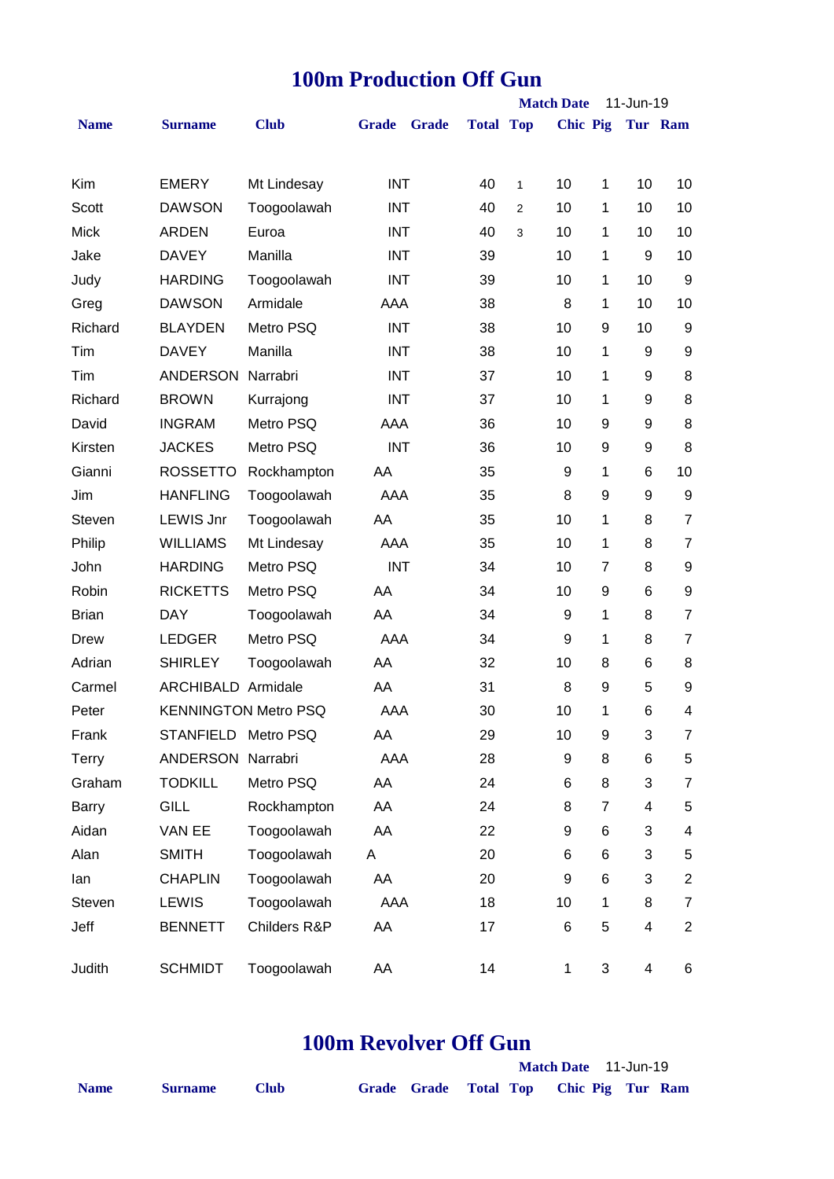# 100m Production Off Gun

**Match Date** 11-Jun-19

| Name | Surname | Club | Grade | Grade | Total | Top | Chic | Pig | Tur | Ram |
|---|---|---|---|---|---|---|---|---|---|---|
| Kim | EMERY | Mt Lindesay | INT | | 40 | 1 | 10 | 1 | 10 | 10 |
| Scott | DAWSON | Toogoolawah | INT | | 40 | 2 | 10 | 1 | 10 | 10 |
| Mick | ARDEN | Euroa | INT | | 40 | 3 | 10 | 1 | 10 | 10 |
| Jake | DAVEY | Manilla | INT | | 39 | | 10 | 1 | 9 | 10 |
| Judy | HARDING | Toogoolawah | INT | | 39 | | 10 | 1 | 10 | 9 |
| Greg | DAWSON | Armidale | AAA | | 38 | | 8 | 1 | 10 | 10 |
| Richard | BLAYDEN | Metro PSQ | INT | | 38 | | 10 | 9 | 10 | 9 |
| Tim | DAVEY | Manilla | INT | | 38 | | 10 | 1 | 9 | 9 |
| Tim | ANDERSON | Narrabri | INT | | 37 | | 10 | 1 | 9 | 8 |
| Richard | BROWN | Kurrajong | INT | | 37 | | 10 | 1 | 9 | 8 |
| David | INGRAM | Metro PSQ | AAA | | 36 | | 10 | 9 | 9 | 8 |
| Kirsten | JACKES | Metro PSQ | INT | | 36 | | 10 | 9 | 9 | 8 |
| Gianni | ROSSETTO | Rockhampton | AA | | 35 | | 9 | 1 | 6 | 10 |
| Jim | HANFLING | Toogoolawah | AAA | | 35 | | 8 | 9 | 9 | 9 |
| Steven | LEWIS Jnr | Toogoolawah | AA | | 35 | | 10 | 1 | 8 | 7 |
| Philip | WILLIAMS | Mt Lindesay | AAA | | 35 | | 10 | 1 | 8 | 7 |
| John | HARDING | Metro PSQ | INT | | 34 | | 10 | 7 | 8 | 9 |
| Robin | RICKETTS | Metro PSQ | AA | | 34 | | 10 | 9 | 6 | 9 |
| Brian | DAY | Toogoolawah | AA | | 34 | | 9 | 1 | 8 | 7 |
| Drew | LEDGER | Metro PSQ | AAA | | 34 | | 9 | 1 | 8 | 7 |
| Adrian | SHIRLEY | Toogoolawah | AA | | 32 | | 10 | 8 | 6 | 8 |
| Carmel | ARCHIBALD | Armidale | AA | | 31 | | 8 | 9 | 5 | 9 |
| Peter | KENNINGTON | Metro PSQ | AAA | | 30 | | 10 | 1 | 6 | 4 |
| Frank | STANFIELD | Metro PSQ | AA | | 29 | | 10 | 9 | 3 | 7 |
| Terry | ANDERSON | Narrabri | AAA | | 28 | | 9 | 8 | 6 | 5 |
| Graham | TODKILL | Metro PSQ | AA | | 24 | | 6 | 8 | 3 | 7 |
| Barry | GILL | Rockhampton | AA | | 24 | | 8 | 7 | 4 | 5 |
| Aidan | VAN EE | Toogoolawah | AA | | 22 | | 9 | 6 | 3 | 4 |
| Alan | SMITH | Toogoolawah | A | | 20 | | 6 | 6 | 3 | 5 |
| Ian | CHAPLIN | Toogoolawah | AA | | 20 | | 9 | 6 | 3 | 2 |
| Steven | LEWIS | Toogoolawah | AAA | | 18 | | 10 | 1 | 8 | 7 |
| Jeff | BENNETT | Childers R&P | AA | | 17 | | 6 | 5 | 4 | 2 |
| Judith | SCHMIDT | Toogoolawah | AA | | 14 | | 1 | 3 | 4 | 6 |

# 100m Revolver Off Gun

**Match Date** 11-Jun-19

| Name | Surname | Club | Grade | Grade | Total | Top | Chic | Pig | Tur | Ram |
|---|---|---|---|---|---|---|---|---|---|---|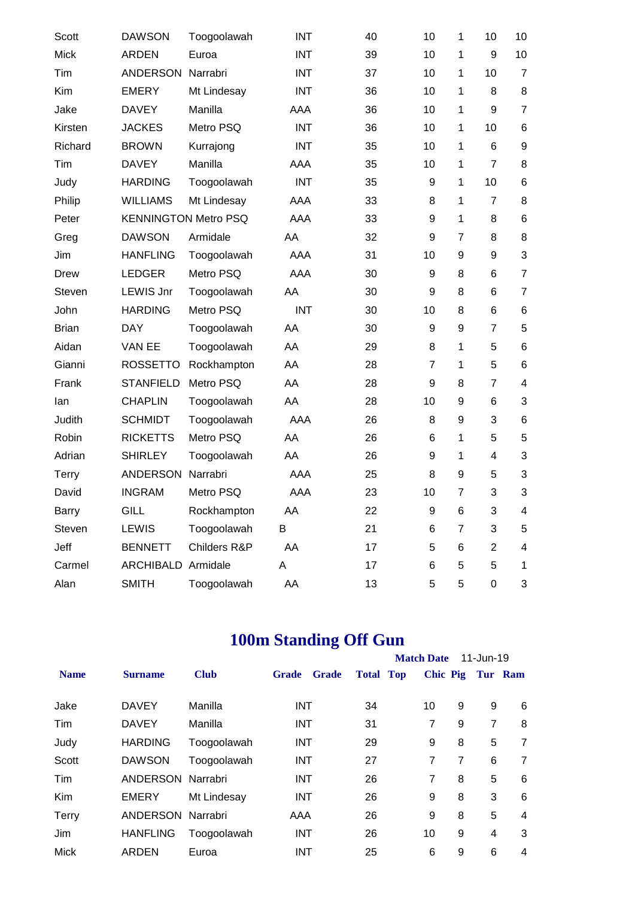| | | | | | | | | | |
|---|---|---|---|---|---|---|---|---|---|
| Scott | DAWSON | Toogoolawah | INT | | 40 | 10 | 1 | 10 | 10 |
| Mick | ARDEN | Euroa | INT | | 39 | 10 | 1 | 9 | 10 |
| Tim | ANDERSON | Narrabri | INT | | 37 | 10 | 1 | 10 | 7 |
| Kim | EMERY | Mt Lindesay | INT | | 36 | 10 | 1 | 8 | 8 |
| Jake | DAVEY | Manilla | AAA | | 36 | 10 | 1 | 9 | 7 |
| Kirsten | JACKES | Metro PSQ | INT | | 36 | 10 | 1 | 10 | 6 |
| Richard | BROWN | Kurrajong | INT | | 35 | 10 | 1 | 6 | 9 |
| Tim | DAVEY | Manilla | AAA | | 35 | 10 | 1 | 7 | 8 |
| Judy | HARDING | Toogoolawah | INT | | 35 | 9 | 1 | 10 | 6 |
| Philip | WILLIAMS | Mt Lindesay | AAA | | 33 | 8 | 1 | 7 | 8 |
| Peter | KENNINGTON | Metro PSQ | AAA | | 33 | 9 | 1 | 8 | 6 |
| Greg | DAWSON | Armidale | AA | | 32 | 9 | 7 | 8 | 8 |
| Jim | HANFLING | Toogoolawah | AAA | | 31 | 10 | 9 | 9 | 3 |
| Drew | LEDGER | Metro PSQ | AAA | | 30 | 9 | 8 | 6 | 7 |
| Steven | LEWIS Jnr | Toogoolawah | AA | | 30 | 9 | 8 | 6 | 7 |
| John | HARDING | Metro PSQ | INT | | 30 | 10 | 8 | 6 | 6 |
| Brian | DAY | Toogoolawah | AA | | 30 | 9 | 9 | 7 | 5 |
| Aidan | VAN EE | Toogoolawah | AA | | 29 | 8 | 1 | 5 | 6 |
| Gianni | ROSSETTO | Rockhampton | AA | | 28 | 7 | 1 | 5 | 6 |
| Frank | STANFIELD | Metro PSQ | AA | | 28 | 9 | 8 | 7 | 4 |
| Ian | CHAPLIN | Toogoolawah | AA | | 28 | 10 | 9 | 6 | 3 |
| Judith | SCHMIDT | Toogoolawah | AAA | | 26 | 8 | 9 | 3 | 6 |
| Robin | RICKETTS | Metro PSQ | AA | | 26 | 6 | 1 | 5 | 5 |
| Adrian | SHIRLEY | Toogoolawah | AA | | 26 | 9 | 1 | 4 | 3 |
| Terry | ANDERSON | Narrabri | AAA | | 25 | 8 | 9 | 5 | 3 |
| David | INGRAM | Metro PSQ | AAA | | 23 | 10 | 7 | 3 | 3 |
| Barry | GILL | Rockhampton | AA | | 22 | 9 | 6 | 3 | 4 |
| Steven | LEWIS | Toogoolawah | B | | 21 | 6 | 7 | 3 | 5 |
| Jeff | BENNETT | Childers R&P | AA | | 17 | 5 | 6 | 2 | 4 |
| Carmel | ARCHIBALD | Armidale | A | | 17 | 6 | 5 | 5 | 1 |
| Alan | SMITH | Toogoolawah | AA | | 13 | 5 | 5 | 0 | 3 |

# 100m Standing Off Gun

**Match Date** 11-Jun-19

| Name | Surname | Club | Grade | Grade | Total | Top | Chic | Pig | Tur | Ram |
|---|---|---|---|---|---|---|---|---|---|---|
| Jake | DAVEY | Manilla | INT | | 34 | | 10 | 9 | 9 | 6 |
| Tim | DAVEY | Manilla | INT | | 31 | | 7 | 9 | 7 | 8 |
| Judy | HARDING | Toogoolawah | INT | | 29 | | 9 | 8 | 5 | 7 |
| Scott | DAWSON | Toogoolawah | INT | | 27 | | 7 | 7 | 6 | 7 |
| Tim | ANDERSON | Narrabri | INT | | 26 | | 7 | 8 | 5 | 6 |
| Kim | EMERY | Mt Lindesay | INT | | 26 | | 9 | 8 | 3 | 6 |
| Terry | ANDERSON | Narrabri | AAA | | 26 | | 9 | 8 | 5 | 4 |
| Jim | HANFLING | Toogoolawah | INT | | 26 | | 10 | 9 | 4 | 3 |
| Mick | ARDEN | Euroa | INT | | 25 | | 6 | 9 | 6 | 4 |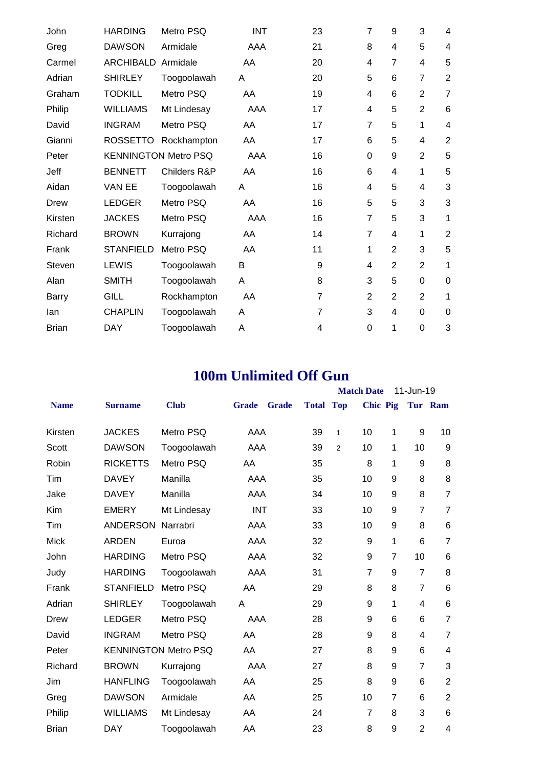| | | | | | | | | | |
|---|---|---|---|---|---|---|---|---|---|
| John | HARDING | Metro PSQ | INT | 23 | | 7 | 9 | 3 | 4 |
| Greg | DAWSON | Armidale | AAA | 21 | | 8 | 4 | 5 | 4 |
| Carmel | ARCHIBALD | Armidale | AA | 20 | | 4 | 7 | 4 | 5 |
| Adrian | SHIRLEY | Toogoolawah | A | 20 | | 5 | 6 | 7 | 2 |
| Graham | TODKILL | Metro PSQ | AA | 19 | | 4 | 6 | 2 | 7 |
| Philip | WILLIAMS | Mt Lindesay | AAA | 17 | | 4 | 5 | 2 | 6 |
| David | INGRAM | Metro PSQ | AA | 17 | | 7 | 5 | 1 | 4 |
| Gianni | ROSSETTO | Rockhampton | AA | 17 | | 6 | 5 | 4 | 2 |
| Peter | KENNINGTON | Metro PSQ | AAA | 16 | | 0 | 9 | 2 | 5 |
| Jeff | BENNETT | Childers R&P | AA | 16 | | 6 | 4 | 1 | 5 |
| Aidan | VAN EE | Toogoolawah | A | 16 | | 4 | 5 | 4 | 3 |
| Drew | LEDGER | Metro PSQ | AA | 16 | | 5 | 5 | 3 | 3 |
| Kirsten | JACKES | Metro PSQ | AAA | 16 | | 7 | 5 | 3 | 1 |
| Richard | BROWN | Kurrajong | AA | 14 | | 7 | 4 | 1 | 2 |
| Frank | STANFIELD | Metro PSQ | AA | 11 | | 1 | 2 | 3 | 5 |
| Steven | LEWIS | Toogoolawah | B | 9 | | 4 | 2 | 2 | 1 |
| Alan | SMITH | Toogoolawah | A | 8 | | 3 | 5 | 0 | 0 |
| Barry | GILL | Rockhampton | AA | 7 | | 2 | 2 | 2 | 1 |
| Ian | CHAPLIN | Toogoolawah | A | 7 | | 3 | 4 | 0 | 0 |
| Brian | DAY | Toogoolawah | A | 4 | | 0 | 1 | 0 | 3 |

## 100m Unlimited Off Gun

**Match Date** 11-Jun-19

| Name | Surname | Club | Grade | Grade | Total | Top | Chic | Pig | Tur | Ram |
|---|---|---|---|---|---|---|---|---|---|---|
| Kirsten | JACKES | Metro PSQ | AAA | | 39 | 1 | 10 | 1 | 9 | 10 |
| Scott | DAWSON | Toogoolawah | AAA | | 39 | 2 | 10 | 1 | 10 | 9 |
| Robin | RICKETTS | Metro PSQ | AA | | 35 | | 8 | 1 | 9 | 8 |
| Tim | DAVEY | Manilla | AAA | | 35 | | 10 | 9 | 8 | 8 |
| Jake | DAVEY | Manilla | AAA | | 34 | | 10 | 9 | 8 | 7 |
| Kim | EMERY | Mt Lindesay | INT | | 33 | | 10 | 9 | 7 | 7 |
| Tim | ANDERSON | Narrabri | AAA | | 33 | | 10 | 9 | 8 | 6 |
| Mick | ARDEN | Euroa | AAA | | 32 | | 9 | 1 | 6 | 7 |
| John | HARDING | Metro PSQ | AAA | | 32 | | 9 | 7 | 10 | 6 |
| Judy | HARDING | Toogoolawah | AAA | | 31 | | 7 | 9 | 7 | 8 |
| Frank | STANFIELD | Metro PSQ | AA | | 29 | | 8 | 8 | 7 | 6 |
| Adrian | SHIRLEY | Toogoolawah | A | | 29 | | 9 | 1 | 4 | 6 |
| Drew | LEDGER | Metro PSQ | AAA | | 28 | | 9 | 6 | 6 | 7 |
| David | INGRAM | Metro PSQ | AA | | 28 | | 9 | 8 | 4 | 7 |
| Peter | KENNINGTON | Metro PSQ | AA | | 27 | | 8 | 9 | 6 | 4 |
| Richard | BROWN | Kurrajong | AAA | | 27 | | 8 | 9 | 7 | 3 |
| Jim | HANFLING | Toogoolawah | AA | | 25 | | 8 | 9 | 6 | 2 |
| Greg | DAWSON | Armidale | AA | | 25 | | 10 | 7 | 6 | 2 |
| Philip | WILLIAMS | Mt Lindesay | AA | | 24 | | 7 | 8 | 3 | 6 |
| Brian | DAY | Toogoolawah | AA | | 23 | | 8 | 9 | 2 | 4 |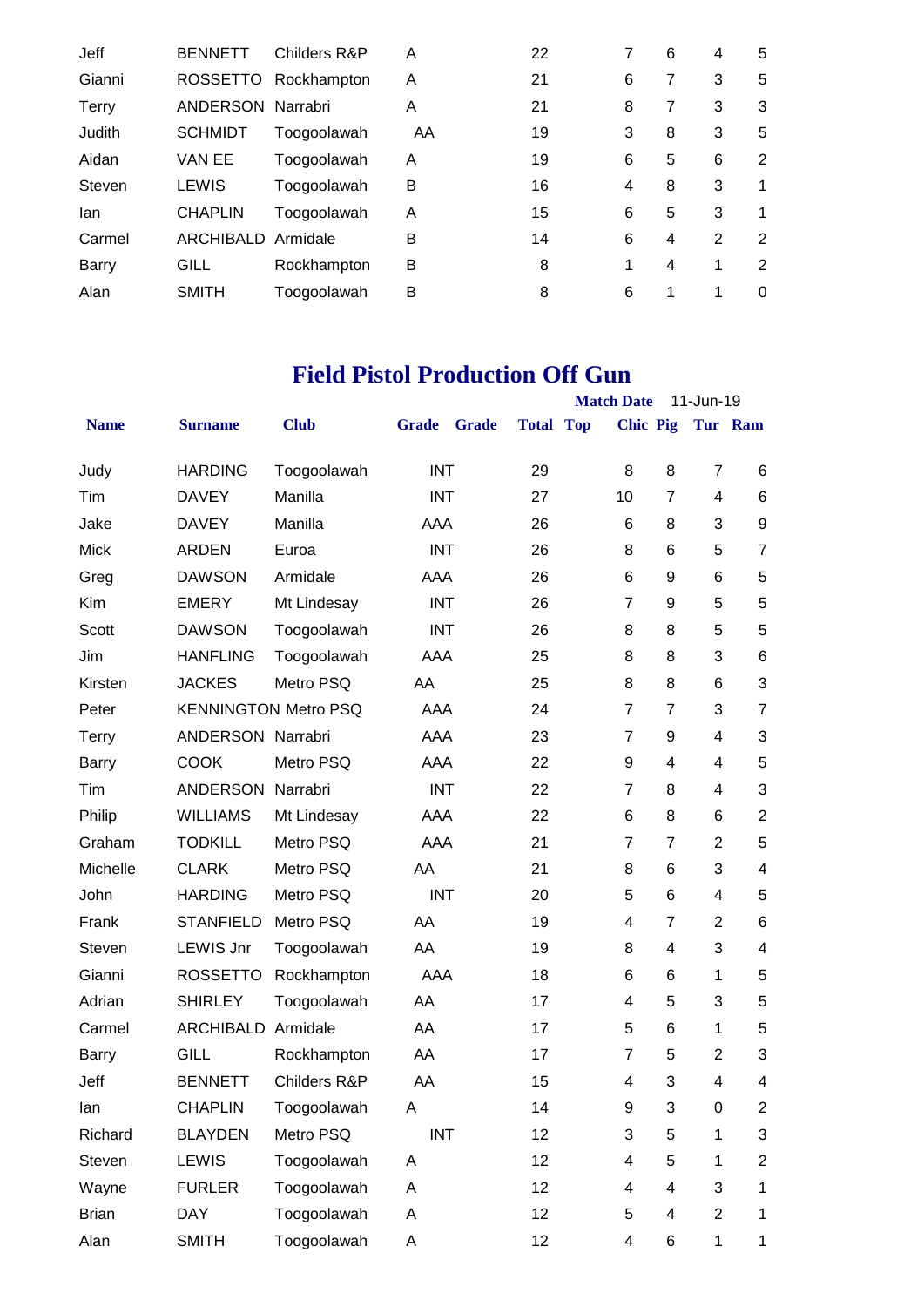| | | | | | | | | | | | |
|---|---|---|---|---|---|---|---|---|---|---|---|
| Jeff | BENNETT | Childers R&P | A | | 22 | | 7 | 6 | 4 | 5 |
| Gianni | ROSSETTO | Rockhampton | A | | 21 | | 6 | 7 | 3 | 5 |
| Terry | ANDERSON | Narrabri | A | | 21 | | 8 | 7 | 3 | 3 |
| Judith | SCHMIDT | Toogoolawah | AA | | 19 | | 3 | 8 | 3 | 5 |
| Aidan | VAN EE | Toogoolawah | A | | 19 | | 6 | 5 | 6 | 2 |
| Steven | LEWIS | Toogoolawah | B | | 16 | | 4 | 8 | 3 | 1 |
| Ian | CHAPLIN | Toogoolawah | A | | 15 | | 6 | 5 | 3 | 1 |
| Carmel | ARCHIBALD | Armidale | B | | 14 | | 6 | 4 | 2 | 2 |
| Barry | GILL | Rockhampton | B | | 8 | | 1 | 4 | 1 | 2 |
| Alan | SMITH | Toogoolawah | B | | 8 | | 6 | 1 | 1 | 0 |

# Field Pistol Production Off Gun

**Match Date** 11-Jun-19

| Name | Surname | Club | Grade | Grade | Total | Top | Chic | Pig | Tur | Ram |
|---|---|---|---|---|---|---|---|---|---|---|
| Judy | HARDING | Toogoolawah | INT | | 29 | | 8 | 8 | 7 | 6 |
| Tim | DAVEY | Manilla | INT | | 27 | | 10 | 7 | 4 | 6 |
| Jake | DAVEY | Manilla | AAA | | 26 | | 6 | 8 | 3 | 9 |
| Mick | ARDEN | Euroa | INT | | 26 | | 8 | 6 | 5 | 7 |
| Greg | DAWSON | Armidale | AAA | | 26 | | 6 | 9 | 6 | 5 |
| Kim | EMERY | Mt Lindesay | INT | | 26 | | 7 | 9 | 5 | 5 |
| Scott | DAWSON | Toogoolawah | INT | | 26 | | 8 | 8 | 5 | 5 |
| Jim | HANFLING | Toogoolawah | AAA | | 25 | | 8 | 8 | 3 | 6 |
| Kirsten | JACKES | Metro PSQ | AA | | 25 | | 8 | 8 | 6 | 3 |
| Peter | KENNINGTON | Metro PSQ | AAA | | 24 | | 7 | 7 | 3 | 7 |
| Terry | ANDERSON | Narrabri | AAA | | 23 | | 7 | 9 | 4 | 3 |
| Barry | COOK | Metro PSQ | AAA | | 22 | | 9 | 4 | 4 | 5 |
| Tim | ANDERSON | Narrabri | INT | | 22 | | 7 | 8 | 4 | 3 |
| Philip | WILLIAMS | Mt Lindesay | AAA | | 22 | | 6 | 8 | 6 | 2 |
| Graham | TODKILL | Metro PSQ | AAA | | 21 | | 7 | 7 | 2 | 5 |
| Michelle | CLARK | Metro PSQ | AA | | 21 | | 8 | 6 | 3 | 4 |
| John | HARDING | Metro PSQ | INT | | 20 | | 5 | 6 | 4 | 5 |
| Frank | STANFIELD | Metro PSQ | AA | | 19 | | 4 | 7 | 2 | 6 |
| Steven | LEWIS Jnr | Toogoolawah | AA | | 19 | | 8 | 4 | 3 | 4 |
| Gianni | ROSSETTO | Rockhampton | AAA | | 18 | | 6 | 6 | 1 | 5 |
| Adrian | SHIRLEY | Toogoolawah | AA | | 17 | | 4 | 5 | 3 | 5 |
| Carmel | ARCHIBALD | Armidale | AA | | 17 | | 5 | 6 | 1 | 5 |
| Barry | GILL | Rockhampton | AA | | 17 | | 7 | 5 | 2 | 3 |
| Jeff | BENNETT | Childers R&P | AA | | 15 | | 4 | 3 | 4 | 4 |
| Ian | CHAPLIN | Toogoolawah | A | | 14 | | 9 | 3 | 0 | 2 |
| Richard | BLAYDEN | Metro PSQ | INT | | 12 | | 3 | 5 | 1 | 3 |
| Steven | LEWIS | Toogoolawah | A | | 12 | | 4 | 5 | 1 | 2 |
| Wayne | FURLER | Toogoolawah | A | | 12 | | 4 | 4 | 3 | 1 |
| Brian | DAY | Toogoolawah | A | | 12 | | 5 | 4 | 2 | 1 |
| Alan | SMITH | Toogoolawah | A | | 12 | | 4 | 6 | 1 | 1 |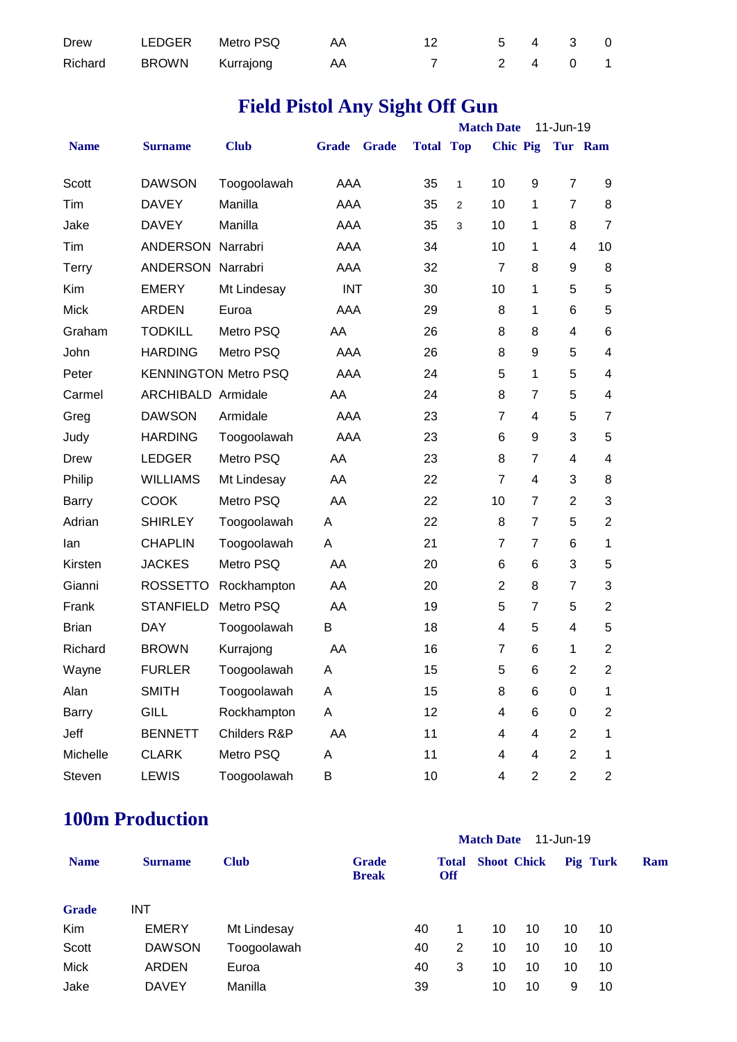| | | | | | | | | | |
|---|---|---|---|---|---|---|---|---|---|
| Drew | LEDGER | Metro PSQ | AA | | 12 | | 5 | 4 | 3 | 0 |
| Richard | BROWN | Kurrajong | AA | | 7 | | 2 | 4 | 0 | 1 |

## Field Pistol Any Sight Off Gun

**Match Date** 11-Jun-19

| Name | Surname | Club | Grade | Grade | Total | Top | Chic | Pig | Tur | Ram |
|---|---|---|---|---|---|---|---|---|---|---|
| Scott | DAWSON | Toogoolawah | AAA | | 35 | 1 | 10 | 9 | 7 | 9 |
| Tim | DAVEY | Manilla | AAA | | 35 | 2 | 10 | 1 | 7 | 8 |
| Jake | DAVEY | Manilla | AAA | | 35 | 3 | 10 | 1 | 8 | 7 |
| Tim | ANDERSON | Narrabri | AAA | | 34 | | 10 | 1 | 4 | 10 |
| Terry | ANDERSON | Narrabri | AAA | | 32 | | 7 | 8 | 9 | 8 |
| Kim | EMERY | Mt Lindesay | INT | | 30 | | 10 | 1 | 5 | 5 |
| Mick | ARDEN | Euroa | AAA | | 29 | | 8 | 1 | 6 | 5 |
| Graham | TODKILL | Metro PSQ | AA | | 26 | | 8 | 8 | 4 | 6 |
| John | HARDING | Metro PSQ | AAA | | 26 | | 8 | 9 | 5 | 4 |
| Peter | KENNINGTON | Metro PSQ | AAA | | 24 | | 5 | 1 | 5 | 4 |
| Carmel | ARCHIBALD | Armidale | AA | | 24 | | 8 | 7 | 5 | 4 |
| Greg | DAWSON | Armidale | AAA | | 23 | | 7 | 4 | 5 | 7 |
| Judy | HARDING | Toogoolawah | AAA | | 23 | | 6 | 9 | 3 | 5 |
| Drew | LEDGER | Metro PSQ | AA | | 23 | | 8 | 7 | 4 | 4 |
| Philip | WILLIAMS | Mt Lindesay | AA | | 22 | | 7 | 4 | 3 | 8 |
| Barry | COOK | Metro PSQ | AA | | 22 | | 10 | 7 | 2 | 3 |
| Adrian | SHIRLEY | Toogoolawah | A | | 22 | | 8 | 7 | 5 | 2 |
| Ian | CHAPLIN | Toogoolawah | A | | 21 | | 7 | 7 | 6 | 1 |
| Kirsten | JACKES | Metro PSQ | AA | | 20 | | 6 | 6 | 3 | 5 |
| Gianni | ROSSETTO | Rockhampton | AA | | 20 | | 2 | 8 | 7 | 3 |
| Frank | STANFIELD | Metro PSQ | AA | | 19 | | 5 | 7 | 5 | 2 |
| Brian | DAY | Toogoolawah | B | | 18 | | 4 | 5 | 4 | 5 |
| Richard | BROWN | Kurrajong | AA | | 16 | | 7 | 6 | 1 | 2 |
| Wayne | FURLER | Toogoolawah | A | | 15 | | 5 | 6 | 2 | 2 |
| Alan | SMITH | Toogoolawah | A | | 15 | | 8 | 6 | 0 | 1 |
| Barry | GILL | Rockhampton | A | | 12 | | 4 | 6 | 0 | 2 |
| Jeff | BENNETT | Childers R&P | AA | | 11 | | 4 | 4 | 2 | 1 |
| Michelle | CLARK | Metro PSQ | A | | 11 | | 4 | 4 | 2 | 1 |
| Steven | LEWIS | Toogoolawah | B | | 10 | | 4 | 2 | 2 | 2 |

## 100m Production

**Match Date** 11-Jun-19

| Name | Surname | Club | Grade Break | Total | Shoot Off | Chick | Pig | Turk | Ram |
|---|---|---|---|---|---|---|---|---|---|
| **Grade** | INT | | | | | | | | |
| Kim | EMERY | Mt Lindesay | | 40 | 1 | 10 | 10 | 10 | 10 |
| Scott | DAWSON | Toogoolawah | | 40 | 2 | 10 | 10 | 10 | 10 |
| Mick | ARDEN | Euroa | | 40 | 3 | 10 | 10 | 10 | 10 |
| Jake | DAVEY | Manilla | | 39 | | 10 | 10 | 9 | 10 |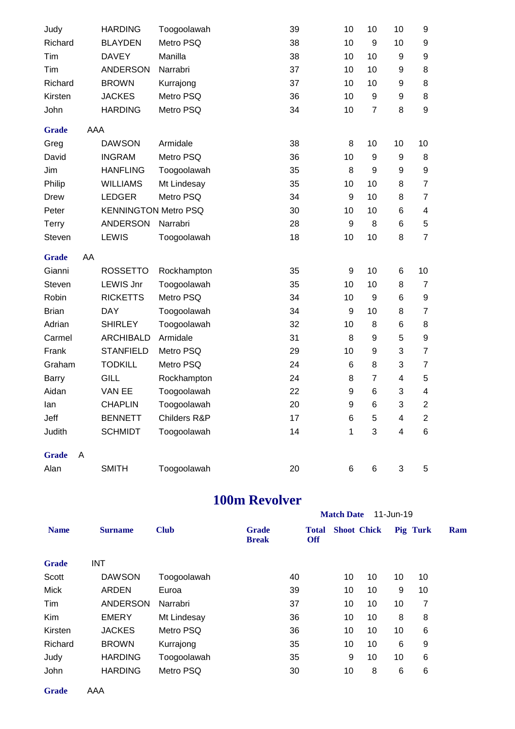| Name | Surname | Club | Grade Break | Total Off | Shoot | Chick | Pig | Turk | Ram |
|---|---|---|---|---|---|---|---|---|---|
| Judy | HARDING | Toogoolawah | | 39 | 10 | 10 | 10 | 9 | |
| Richard | BLAYDEN | Metro PSQ | | 38 | 10 | 9 | 10 | 9 | |
| Tim | DAVEY | Manilla | | 38 | 10 | 10 | 9 | 9 | |
| Tim | ANDERSON | Narrabri | | 37 | 10 | 10 | 9 | 8 | |
| Richard | BROWN | Kurrajong | | 37 | 10 | 10 | 9 | 8 | |
| Kirsten | JACKES | Metro PSQ | | 36 | 10 | 9 | 9 | 8 | |
| John | HARDING | Metro PSQ | | 34 | 10 | 7 | 8 | 9 | |
| **Grade** | AAA | | | | | | | | |
| Greg | DAWSON | Armidale | | 38 | 8 | 10 | 10 | 10 | |
| David | INGRAM | Metro PSQ | | 36 | 10 | 9 | 9 | 8 | |
| Jim | HANFLING | Toogoolawah | | 35 | 8 | 9 | 9 | 9 | |
| Philip | WILLIAMS | Mt Lindesay | | 35 | 10 | 10 | 8 | 7 | |
| Drew | LEDGER | Metro PSQ | | 34 | 9 | 10 | 8 | 7 | |
| Peter | KENNINGTON | Metro PSQ | | 30 | 10 | 10 | 6 | 4 | |
| Terry | ANDERSON | Narrabri | | 28 | 9 | 8 | 6 | 5 | |
| Steven | LEWIS | Toogoolawah | | 18 | 10 | 10 | 8 | 7 | |
| **Grade** | AA | | | | | | | | |
| Gianni | ROSSETTO | Rockhampton | | 35 | 9 | 10 | 6 | 10 | |
| Steven | LEWIS Jnr | Toogoolawah | | 35 | 10 | 10 | 8 | 7 | |
| Robin | RICKETTS | Metro PSQ | | 34 | 10 | 9 | 6 | 9 | |
| Brian | DAY | Toogoolawah | | 34 | 9 | 10 | 8 | 7 | |
| Adrian | SHIRLEY | Toogoolawah | | 32 | 10 | 8 | 6 | 8 | |
| Carmel | ARCHIBALD | Armidale | | 31 | 8 | 9 | 5 | 9 | |
| Frank | STANFIELD | Metro PSQ | | 29 | 10 | 9 | 3 | 7 | |
| Graham | TODKILL | Metro PSQ | | 24 | 6 | 8 | 3 | 7 | |
| Barry | GILL | Rockhampton | | 24 | 8 | 7 | 4 | 5 | |
| Aidan | VAN EE | Toogoolawah | | 22 | 9 | 6 | 3 | 4 | |
| Ian | CHAPLIN | Toogoolawah | | 20 | 9 | 6 | 3 | 2 | |
| Jeff | BENNETT | Childers R&P | | 17 | 6 | 5 | 4 | 2 | |
| Judith | SCHMIDT | Toogoolawah | | 14 | 1 | 3 | 4 | 6 | |
| **Grade** | A | | | | | | | | |
| Alan | SMITH | Toogoolawah | | 20 | 6 | 6 | 3 | 5 | |

# 100m Revolver

**Match Date** 11-Jun-19

| Name | Surname | Club | Grade Break | Total Off | Shoot | Chick | Pig | Turk | Ram |
|---|---|---|---|---|---|---|---|---|---|
| **Grade** | INT | | | | | | | | |
| Scott | DAWSON | Toogoolawah | | 40 | 10 | 10 | 10 | 10 | |
| Mick | ARDEN | Euroa | | 39 | 10 | 10 | 9 | 10 | |
| Tim | ANDERSON | Narrabri | | 37 | 10 | 10 | 10 | 7 | |
| Kim | EMERY | Mt Lindesay | | 36 | 10 | 10 | 8 | 8 | |
| Kirsten | JACKES | Metro PSQ | | 36 | 10 | 10 | 10 | 6 | |
| Richard | BROWN | Kurrajong | | 35 | 10 | 10 | 6 | 9 | |
| Judy | HARDING | Toogoolawah | | 35 | 9 | 10 | 10 | 6 | |
| John | HARDING | Metro PSQ | | 30 | 10 | 8 | 6 | 6 | |
| **Grade** | AAA | | | | | | | | |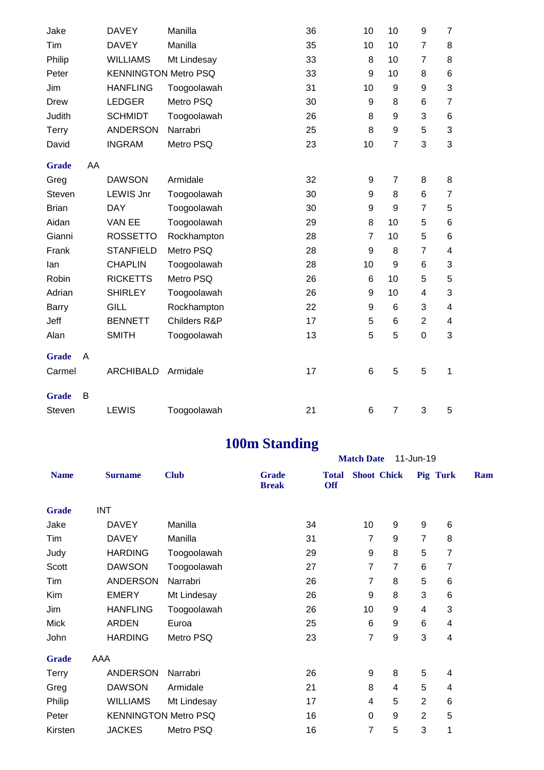| | | | | | | | | |
|---|---|---|---|---|---|---|---|---|
| Jake | DAVEY | Manilla | | 36 | 10 | 10 | 9 | 7 |
| Tim | DAVEY | Manilla | | 35 | 10 | 10 | 7 | 8 |
| Philip | WILLIAMS | Mt Lindesay | | 33 | 8 | 10 | 7 | 8 |
| Peter | KENNINGTON | Metro PSQ | | 33 | 9 | 10 | 8 | 6 |
| Jim | HANFLING | Toogoolawah | | 31 | 10 | 9 | 9 | 3 |
| Drew | LEDGER | Metro PSQ | | 30 | 9 | 8 | 6 | 7 |
| Judith | SCHMIDT | Toogoolawah | | 26 | 8 | 9 | 3 | 6 |
| Terry | ANDERSON | Narrabri | | 25 | 8 | 9 | 5 | 3 |
| David | INGRAM | Metro PSQ | | 23 | 10 | 7 | 3 | 3 |
| **Grade** AA | | | | | | | | |
| Greg | DAWSON | Armidale | | 32 | 9 | 7 | 8 | 8 |
| Steven | LEWIS Jnr | Toogoolawah | | 30 | 9 | 8 | 6 | 7 |
| Brian | DAY | Toogoolawah | | 30 | 9 | 9 | 7 | 5 |
| Aidan | VAN EE | Toogoolawah | | 29 | 8 | 10 | 5 | 6 |
| Gianni | ROSSETTO | Rockhampton | | 28 | 7 | 10 | 5 | 6 |
| Frank | STANFIELD | Metro PSQ | | 28 | 9 | 8 | 7 | 4 |
| Ian | CHAPLIN | Toogoolawah | | 28 | 10 | 9 | 6 | 3 |
| Robin | RICKETTS | Metro PSQ | | 26 | 6 | 10 | 5 | 5 |
| Adrian | SHIRLEY | Toogoolawah | | 26 | 9 | 10 | 4 | 3 |
| Barry | GILL | Rockhampton | | 22 | 9 | 6 | 3 | 4 |
| Jeff | BENNETT | Childers R&P | | 17 | 5 | 6 | 2 | 4 |
| Alan | SMITH | Toogoolawah | | 13 | 5 | 5 | 0 | 3 |
| **Grade** A | | | | | | | | |
| Carmel | ARCHIBALD | Armidale | | 17 | 6 | 5 | 5 | 1 |
| **Grade** B | | | | | | | | |
| Steven | LEWIS | Toogoolawah | | 21 | 6 | 7 | 3 | 5 |

# 100m Standing

**Match Date** 11-Jun-19

| Name | Surname | Club | Grade Break | Total | Shoot Off | Chick | Pig | Turk | Ram |
|---|---|---|---|---|---|---|---|---|---|
| **Grade** INT | | | | | | | | | |
| Jake | DAVEY | Manilla | | 34 | | 10 | 9 | 9 | 6 |
| Tim | DAVEY | Manilla | | 31 | | 7 | 9 | 7 | 8 |
| Judy | HARDING | Toogoolawah | | 29 | | 9 | 8 | 5 | 7 |
| Scott | DAWSON | Toogoolawah | | 27 | | 7 | 7 | 6 | 7 |
| Tim | ANDERSON | Narrabri | | 26 | | 7 | 8 | 5 | 6 |
| Kim | EMERY | Mt Lindesay | | 26 | | 9 | 8 | 3 | 6 |
| Jim | HANFLING | Toogoolawah | | 26 | | 10 | 9 | 4 | 3 |
| Mick | ARDEN | Euroa | | 25 | | 6 | 9 | 6 | 4 |
| John | HARDING | Metro PSQ | | 23 | | 7 | 9 | 3 | 4 |
| **Grade** AAA | | | | | | | | | |
| Terry | ANDERSON | Narrabri | | 26 | | 9 | 8 | 5 | 4 |
| Greg | DAWSON | Armidale | | 21 | | 8 | 4 | 5 | 4 |
| Philip | WILLIAMS | Mt Lindesay | | 17 | | 4 | 5 | 2 | 6 |
| Peter | KENNINGTON | Metro PSQ | | 16 | | 0 | 9 | 2 | 5 |
| Kirsten | JACKES | Metro PSQ | | 16 | | 7 | 5 | 3 | 1 |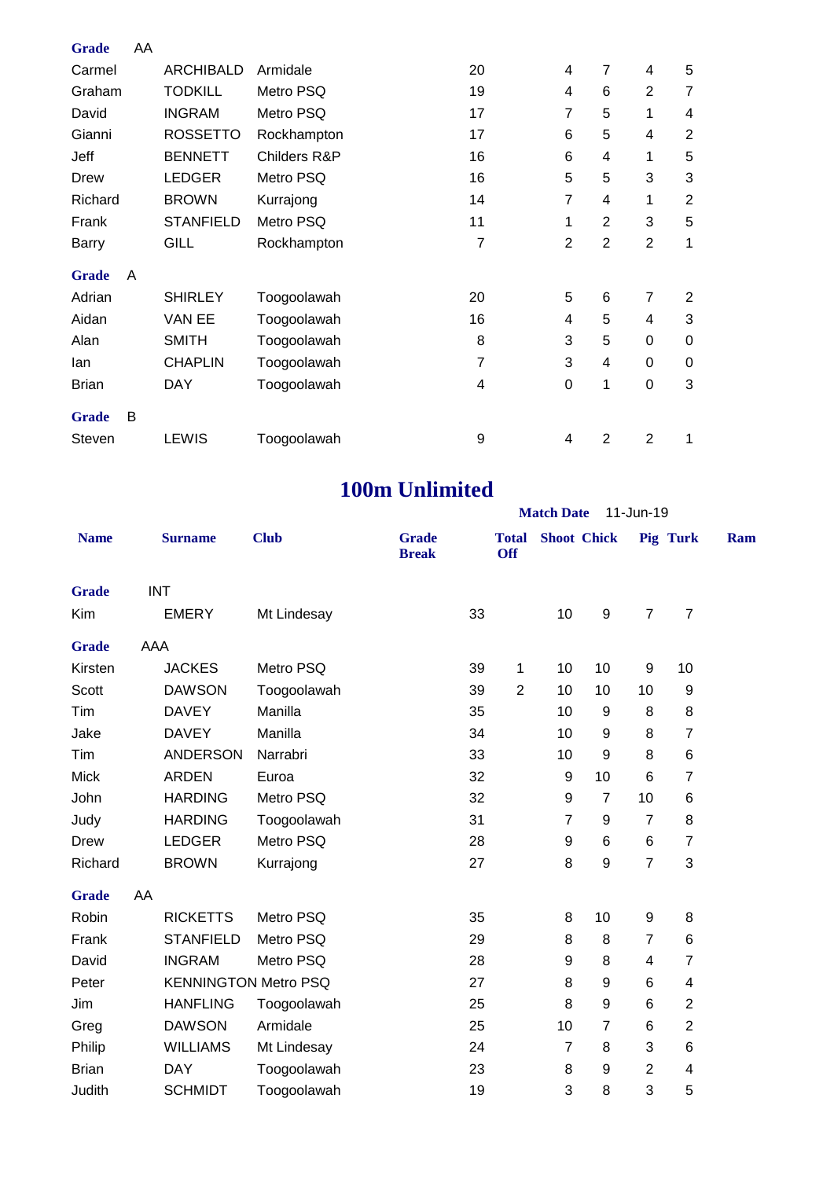| Grade | AA | | | | | | | |
|---|---|---|---|---|---|---|---|---|
| Carmel | ARCHIBALD | Armidale | 20 | | 4 | 7 | 4 | 5 |
| Graham | TODKILL | Metro PSQ | 19 | | 4 | 6 | 2 | 7 |
| David | INGRAM | Metro PSQ | 17 | | 7 | 5 | 1 | 4 |
| Gianni | ROSSETTO | Rockhampton | 17 | | 6 | 5 | 4 | 2 |
| Jeff | BENNETT | Childers R&P | 16 | | 6 | 4 | 1 | 5 |
| Drew | LEDGER | Metro PSQ | 16 | | 5 | 5 | 3 | 3 |
| Richard | BROWN | Kurrajong | 14 | | 7 | 4 | 1 | 2 |
| Frank | STANFIELD | Metro PSQ | 11 | | 1 | 2 | 3 | 5 |
| Barry | GILL | Rockhampton | 7 | | 2 | 2 | 2 | 1 |
| **Grade** | A | | | | | | | |
| Adrian | SHIRLEY | Toogoolawah | 20 | | 5 | 6 | 7 | 2 |
| Aidan | VAN EE | Toogoolawah | 16 | | 4 | 5 | 4 | 3 |
| Alan | SMITH | Toogoolawah | 8 | | 3 | 5 | 0 | 0 |
| Ian | CHAPLIN | Toogoolawah | 7 | | 3 | 4 | 0 | 0 |
| Brian | DAY | Toogoolawah | 4 | | 0 | 1 | 0 | 3 |
| **Grade** | B | | | | | | | |
| Steven | LEWIS | Toogoolawah | 9 | | 4 | 2 | 2 | 1 |

# 100m Unlimited

**Match Date** 11-Jun-19

| Name | Surname | Club | Grade Break | Total | Off | Shoot | Chick | Pig | Turk | Ram |
|---|---|---|---|---|---|---|---|---|---|---|
| **Grade** | INT | | | | | | | | | |
| Kim | EMERY | Mt Lindesay | | 33 | | 10 | 9 | 7 | 7 | |
| **Grade** | AAA | | | | | | | | | |
| Kirsten | JACKES | Metro PSQ | | 39 | 1 | 10 | 10 | 9 | 10 | |
| Scott | DAWSON | Toogoolawah | | 39 | 2 | 10 | 10 | 10 | 9 | |
| Tim | DAVEY | Manilla | | 35 | | 10 | 9 | 8 | 8 | |
| Jake | DAVEY | Manilla | | 34 | | 10 | 9 | 8 | 7 | |
| Tim | ANDERSON | Narrabri | | 33 | | 10 | 9 | 8 | 6 | |
| Mick | ARDEN | Euroa | | 32 | | 9 | 10 | 6 | 7 | |
| John | HARDING | Metro PSQ | | 32 | | 9 | 7 | 10 | 6 | |
| Judy | HARDING | Toogoolawah | | 31 | | 7 | 9 | 7 | 8 | |
| Drew | LEDGER | Metro PSQ | | 28 | | 9 | 6 | 6 | 7 | |
| Richard | BROWN | Kurrajong | | 27 | | 8 | 9 | 7 | 3 | |
| **Grade** | AA | | | | | | | | | |
| Robin | RICKETTS | Metro PSQ | | 35 | | 8 | 10 | 9 | 8 | |
| Frank | STANFIELD | Metro PSQ | | 29 | | 8 | 8 | 7 | 6 | |
| David | INGRAM | Metro PSQ | | 28 | | 9 | 8 | 4 | 7 | |
| Peter | KENNINGTON | Metro PSQ | | 27 | | 8 | 9 | 6 | 4 | |
| Jim | HANFLING | Toogoolawah | | 25 | | 8 | 9 | 6 | 2 | |
| Greg | DAWSON | Armidale | | 25 | | 10 | 7 | 6 | 2 | |
| Philip | WILLIAMS | Mt Lindesay | | 24 | | 7 | 8 | 3 | 6 | |
| Brian | DAY | Toogoolawah | | 23 | | 8 | 9 | 2 | 4 | |
| Judith | SCHMIDT | Toogoolawah | | 19 | | 3 | 8 | 3 | 5 | |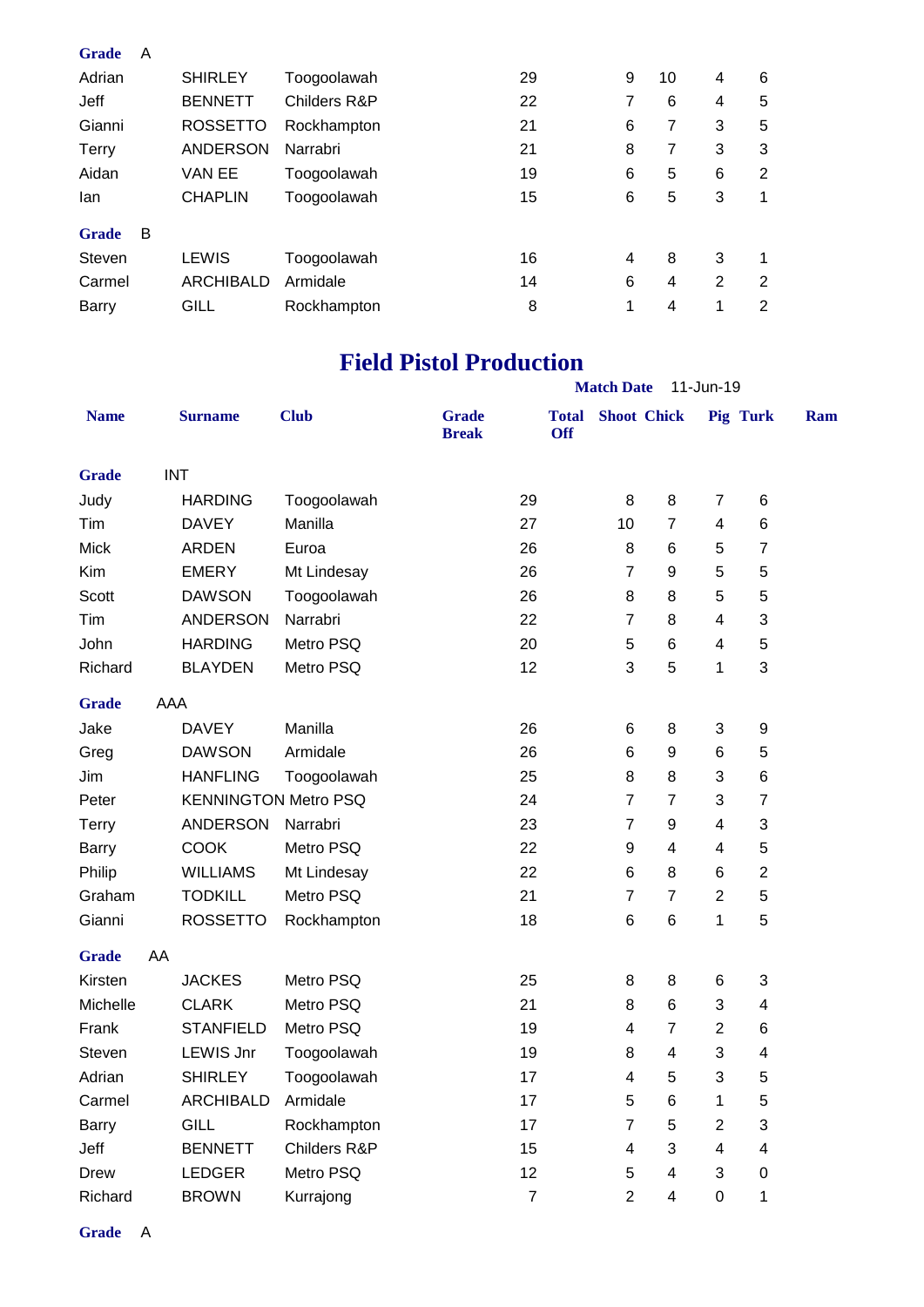| | | | | | | | | |
|---|---|---|---|---|---|---|---|---|
| **Grade** A | | | | | | | | |
| Adrian | SHIRLEY | Toogoolawah | | 29 | 9 | 10 | 4 | 6 |
| Jeff | BENNETT | Childers R&P | | 22 | 7 | 6 | 4 | 5 |
| Gianni | ROSSETTO | Rockhampton | | 21 | 6 | 7 | 3 | 5 |
| Terry | ANDERSON | Narrabri | | 21 | 8 | 7 | 3 | 3 |
| Aidan | VAN EE | Toogoolawah | | 19 | 6 | 5 | 6 | 2 |
| Ian | CHAPLIN | Toogoolawah | | 15 | 6 | 5 | 3 | 1 |
| **Grade** B | | | | | | | | |
| Steven | LEWIS | Toogoolawah | | 16 | 4 | 8 | 3 | 1 |
| Carmel | ARCHIBALD | Armidale | | 14 | 6 | 4 | 2 | 2 |
| Barry | GILL | Rockhampton | | 8 | 1 | 4 | 1 | 2 |

# Field Pistol Production

**Match Date** 11-Jun-19

| Name | Surname | Club | Grade Break | Total Off | Shoot | Chick | Pig | Turk | Ram |
|---|---|---|---|---|---|---|---|---|---|
| **Grade** INT | | | | | | | | | |
| Judy | HARDING | Toogoolawah | | 29 | 8 | 8 | 7 | 6 | |
| Tim | DAVEY | Manilla | | 27 | 10 | 7 | 4 | 6 | |
| Mick | ARDEN | Euroa | | 26 | 8 | 6 | 5 | 7 | |
| Kim | EMERY | Mt Lindesay | | 26 | 7 | 9 | 5 | 5 | |
| Scott | DAWSON | Toogoolawah | | 26 | 8 | 8 | 5 | 5 | |
| Tim | ANDERSON | Narrabri | | 22 | 7 | 8 | 4 | 3 | |
| John | HARDING | Metro PSQ | | 20 | 5 | 6 | 4 | 5 | |
| Richard | BLAYDEN | Metro PSQ | | 12 | 3 | 5 | 1 | 3 | |
| **Grade** AAA | | | | | | | | | |
| Jake | DAVEY | Manilla | | 26 | 6 | 8 | 3 | 9 | |
| Greg | DAWSON | Armidale | | 26 | 6 | 9 | 6 | 5 | |
| Jim | HANFLING | Toogoolawah | | 25 | 8 | 8 | 3 | 6 | |
| Peter | KENNINGTON | Metro PSQ | | 24 | 7 | 7 | 3 | 7 | |
| Terry | ANDERSON | Narrabri | | 23 | 7 | 9 | 4 | 3 | |
| Barry | COOK | Metro PSQ | | 22 | 9 | 4 | 4 | 5 | |
| Philip | WILLIAMS | Mt Lindesay | | 22 | 6 | 8 | 6 | 2 | |
| Graham | TODKILL | Metro PSQ | | 21 | 7 | 7 | 2 | 5 | |
| Gianni | ROSSETTO | Rockhampton | | 18 | 6 | 6 | 1 | 5 | |
| **Grade** AA | | | | | | | | | |
| Kirsten | JACKES | Metro PSQ | | 25 | 8 | 8 | 6 | 3 | |
| Michelle | CLARK | Metro PSQ | | 21 | 8 | 6 | 3 | 4 | |
| Frank | STANFIELD | Metro PSQ | | 19 | 4 | 7 | 2 | 6 | |
| Steven | LEWIS Jnr | Toogoolawah | | 19 | 8 | 4 | 3 | 4 | |
| Adrian | SHIRLEY | Toogoolawah | | 17 | 4 | 5 | 3 | 5 | |
| Carmel | ARCHIBALD | Armidale | | 17 | 5 | 6 | 1 | 5 | |
| Barry | GILL | Rockhampton | | 17 | 7 | 5 | 2 | 3 | |
| Jeff | BENNETT | Childers R&P | | 15 | 4 | 3 | 4 | 4 | |
| Drew | LEDGER | Metro PSQ | | 12 | 5 | 4 | 3 | 0 | |
| Richard | BROWN | Kurrajong | | 7 | 2 | 4 | 0 | 1 | |
| **Grade** A | | | | | | | | | |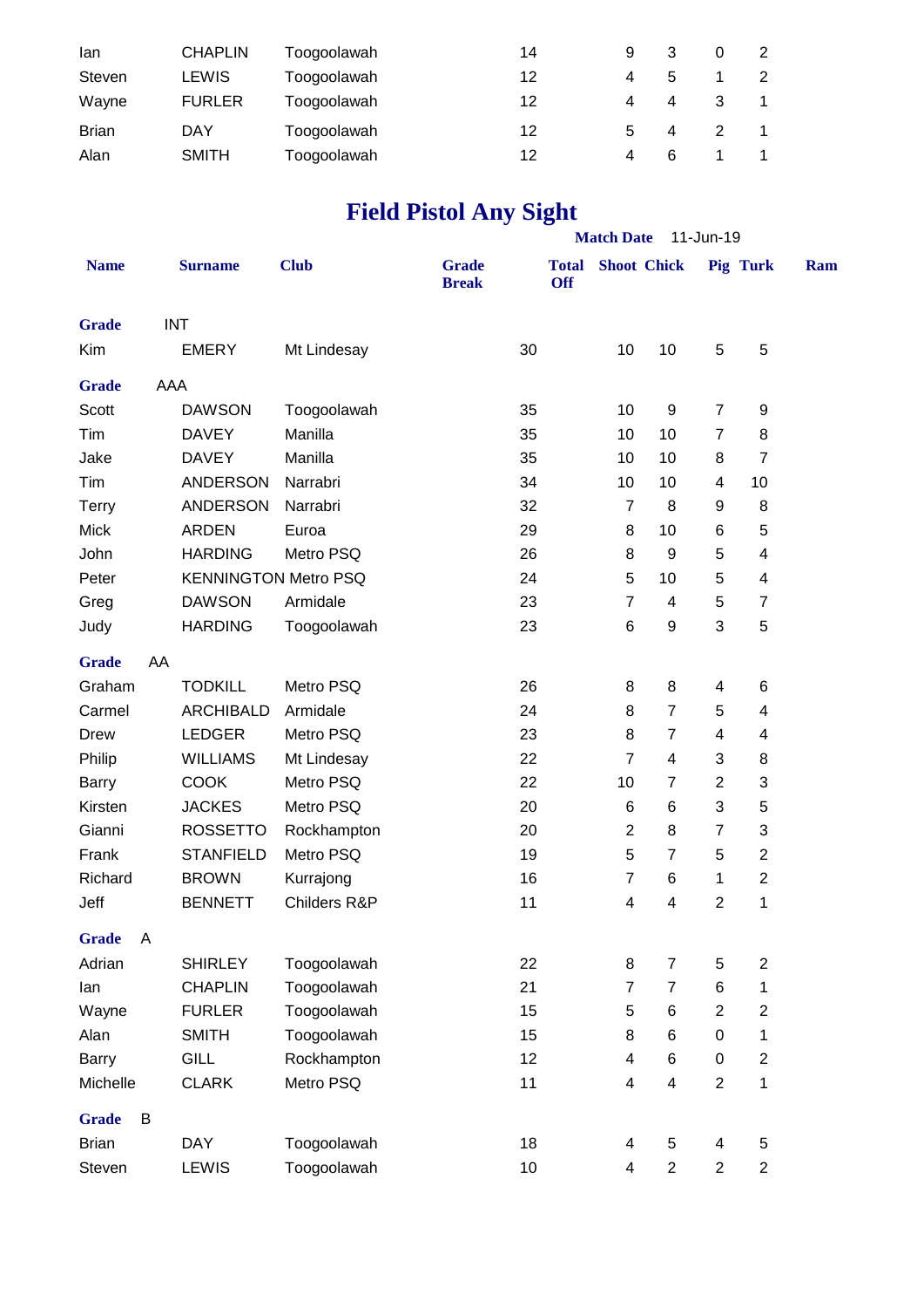| | | | | | | | | | | |
|---|---|---|---|---|---|---|---|---|---|---|
| Ian | CHAPLIN | Toogoolawah | | 14 | 9 | 3 | 0 | 2 | | |
| Steven | LEWIS | Toogoolawah | | 12 | 4 | 5 | 1 | 2 | | |
| Wayne | FURLER | Toogoolawah | | 12 | 4 | 4 | 3 | 1 | | |
| Brian | DAY | Toogoolawah | | 12 | 5 | 4 | 2 | 1 | | |
| Alan | SMITH | Toogoolawah | | 12 | 4 | 6 | 1 | 1 | | |

# Field Pistol Any Sight

**Match Date** 11-Jun-19

| Name | Surname | Club | Grade Break | Total | Off | Shoot | Chick | Pig | Turk | Ram |
|---|---|---|---|---|---|---|---|---|---|---|
| **Grade** | INT | | | | | | | | | |
| Kim | EMERY | Mt Lindesay | | 30 | | 10 | 10 | 5 | 5 | |
| **Grade** | AAA | | | | | | | | | |
| Scott | DAWSON | Toogoolawah | | 35 | | 10 | 9 | 7 | 9 | |
| Tim | DAVEY | Manilla | | 35 | | 10 | 10 | 7 | 8 | |
| Jake | DAVEY | Manilla | | 35 | | 10 | 10 | 8 | 7 | |
| Tim | ANDERSON | Narrabri | | 34 | | 10 | 10 | 4 | 10 | |
| Terry | ANDERSON | Narrabri | | 32 | | 7 | 8 | 9 | 8 | |
| Mick | ARDEN | Euroa | | 29 | | 8 | 10 | 6 | 5 | |
| John | HARDING | Metro PSQ | | 26 | | 8 | 9 | 5 | 4 | |
| Peter | KENNINGTON | Metro PSQ | | 24 | | 5 | 10 | 5 | 4 | |
| Greg | DAWSON | Armidale | | 23 | | 7 | 4 | 5 | 7 | |
| Judy | HARDING | Toogoolawah | | 23 | | 6 | 9 | 3 | 5 | |
| **Grade** | AA | | | | | | | | | |
| Graham | TODKILL | Metro PSQ | | 26 | | 8 | 8 | 4 | 6 | |
| Carmel | ARCHIBALD | Armidale | | 24 | | 8 | 7 | 5 | 4 | |
| Drew | LEDGER | Metro PSQ | | 23 | | 8 | 7 | 4 | 4 | |
| Philip | WILLIAMS | Mt Lindesay | | 22 | | 7 | 4 | 3 | 8 | |
| Barry | COOK | Metro PSQ | | 22 | | 10 | 7 | 2 | 3 | |
| Kirsten | JACKES | Metro PSQ | | 20 | | 6 | 6 | 3 | 5 | |
| Gianni | ROSSETTO | Rockhampton | | 20 | | 2 | 8 | 7 | 3 | |
| Frank | STANFIELD | Metro PSQ | | 19 | | 5 | 7 | 5 | 2 | |
| Richard | BROWN | Kurrajong | | 16 | | 7 | 6 | 1 | 2 | |
| Jeff | BENNETT | Childers R&P | | 11 | | 4 | 4 | 2 | 1 | |
| **Grade** | A | | | | | | | | | |
| Adrian | SHIRLEY | Toogoolawah | | 22 | | 8 | 7 | 5 | 2 | |
| Ian | CHAPLIN | Toogoolawah | | 21 | | 7 | 7 | 6 | 1 | |
| Wayne | FURLER | Toogoolawah | | 15 | | 5 | 6 | 2 | 2 | |
| Alan | SMITH | Toogoolawah | | 15 | | 8 | 6 | 0 | 1 | |
| Barry | GILL | Rockhampton | | 12 | | 4 | 6 | 0 | 2 | |
| Michelle | CLARK | Metro PSQ | | 11 | | 4 | 4 | 2 | 1 | |
| **Grade** | B | | | | | | | | | |
| Brian | DAY | Toogoolawah | | 18 | | 4 | 5 | 4 | 5 | |
| Steven | LEWIS | Toogoolawah | | 10 | | 4 | 2 | 2 | 2 | |